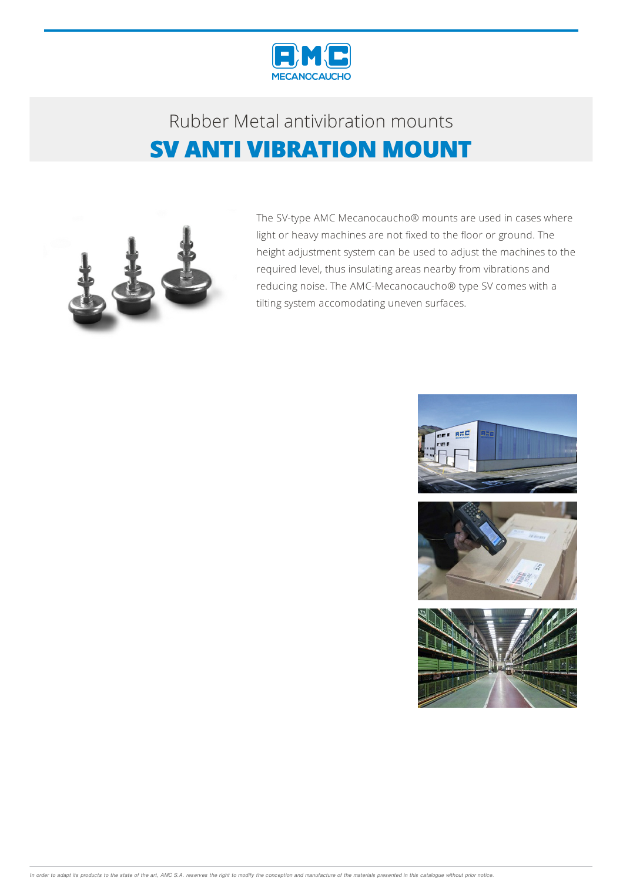Rubber Metal antivibration mounts

# SV ANTI VIBRATION MOUNT

The SV-type AMC Mecanocaucho® mounts are used in cases where light or heavy machines are not fixed to the floor or ground. The height adjustment system can be used to adjust the machines to the required level, thus insulating areas nearby from vibrations and reducing noise. The AMC-Mecanocaucho® type SV comes with a tilting system accomodating uneven surfaces.

*In order to adapt its products to the state of the art, AMC S.A. reserves the right to modify the conception and manufacture of the materials presented in this catalogue without prior notice.*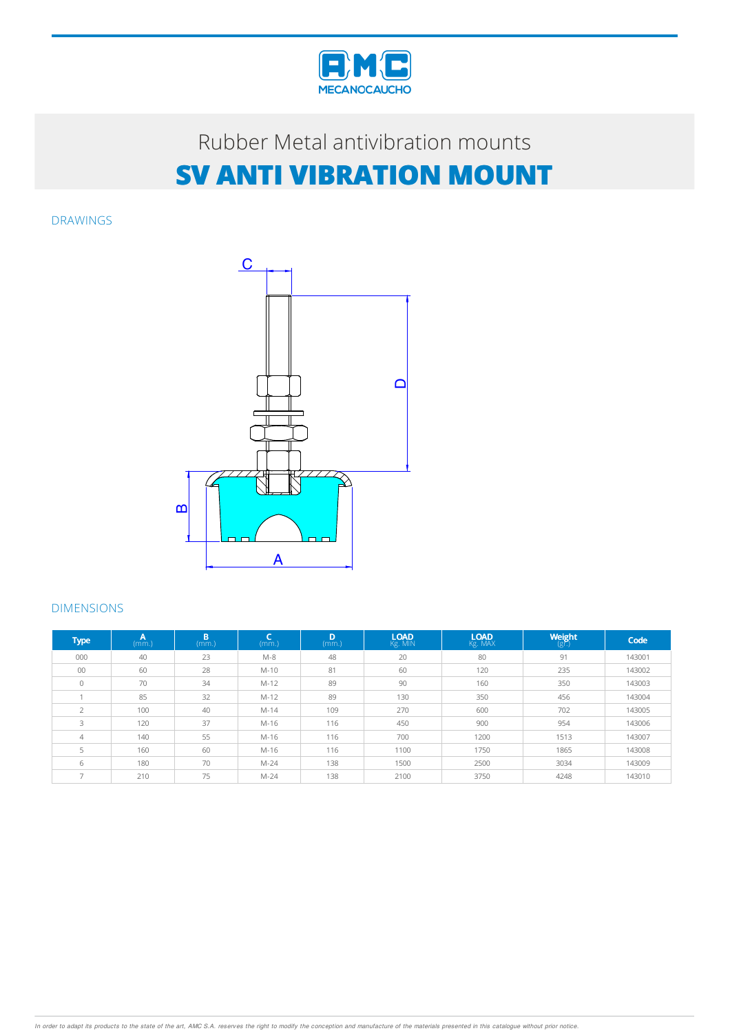Rubber Metal antivibration mounts

# SV ANTI VIBRATION MOUNT

## DRAWINGS

## DIMENSIONS

| Type | A (mm.) | B (mm.) | C (mm.) | D (mm.) | LOAD Kg. MIN | LOAD Kg. MAX | Weight (gr.) | Code |
|---|---|---|---|---|---|---|---|---|
| 000 | 40 | 23 | M-8 | 48 | 20 | 80 | 91 | 143001 |
| 00 | 60 | 28 | M-10 | 81 | 60 | 120 | 235 | 143002 |
| 0 | 70 | 34 | M-12 | 89 | 90 | 160 | 350 | 143003 |
| 1 | 85 | 32 | M-12 | 89 | 130 | 350 | 456 | 143004 |
| 2 | 100 | 40 | M-14 | 109 | 270 | 600 | 702 | 143005 |
| 3 | 120 | 37 | M-16 | 116 | 450 | 900 | 954 | 143006 |
| 4 | 140 | 55 | M-16 | 116 | 700 | 1200 | 1513 | 143007 |
| 5 | 160 | 60 | M-16 | 116 | 1100 | 1750 | 1865 | 143008 |
| 6 | 180 | 70 | M-24 | 138 | 1500 | 2500 | 3034 | 143009 |
| 7 | 210 | 75 | M-24 | 138 | 2100 | 3750 | 4248 | 143010 |

*In order to adapt its products to the state of the art, AMC S.A. reserves the right to modify the conception and manufacture of the materials presented in this catalogue without prior notice.*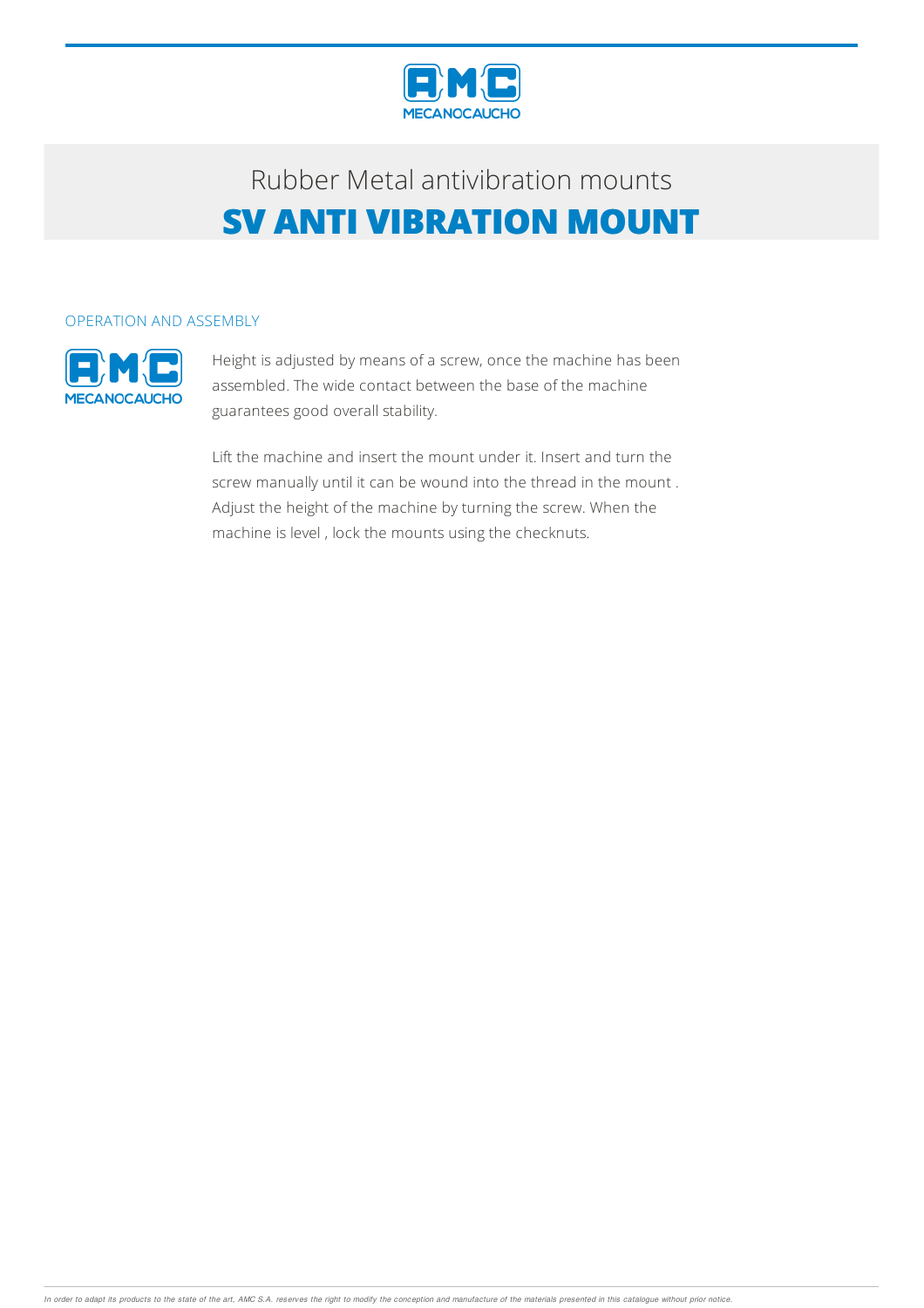Rubber Metal antivibration mounts

# SV ANTI VIBRATION MOUNT

## OPERATION AND ASSEMBLY

Height is adjusted by means of a screw, once the machine has been assembled. The wide contact between the base of the machine guarantees good overall stability.

Lift the machine and insert the mount under it. Insert and turn the screw manually until it can be wound into the thread in the mount . Adjust the height of the machine by turning the screw. When the machine is level , lock the mounts using the checknuts.

*In order to adapt its products to the state of the art, AMC S.A. reserves the right to modify the conception and manufacture of the materials presented in this catalogue without prior notice.*